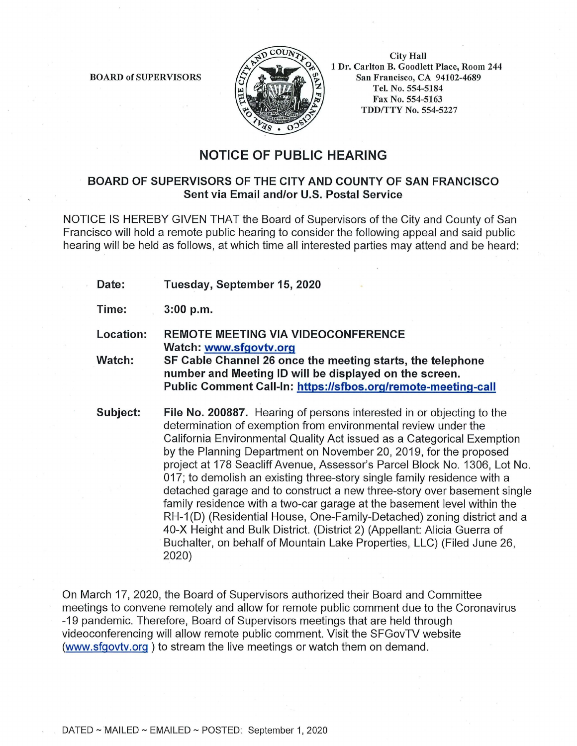BOARD of SUPERVISORS

City Hall
1 Dr. Carlton B. Goodlett Place, Room 244
San Francisco, CA 94102-4689
Tel. No. 554-5184
Fax No. 554-5163
TDD/TTY No. 554-5227

# NOTICE OF PUBLIC HEARING

## BOARD OF SUPERVISORS OF THE CITY AND COUNTY OF SAN FRANCISCO
**Sent via Email and/or U.S. Postal Service**

NOTICE IS HEREBY GIVEN THAT the Board of Supervisors of the City and County of San Francisco will hold a remote public hearing to consider the following appeal and said public hearing will be held as follows, at which time all interested parties may attend and be heard:

**Date:** **Tuesday, September 15, 2020**

**Time:** **3:00 p.m.**

**Location:** **REMOTE MEETING VIA VIDEOCONFERENCE**
**Watch: www.sfgovtv.org**

**Watch:** **SF Cable Channel 26 once the meeting starts, the telephone number and Meeting ID will be displayed on the screen.**
**Public Comment Call-In: https://sfbos.org/remote-meeting-call**

**Subject:** **File No. 200887.** Hearing of persons interested in or objecting to the determination of exemption from environmental review under the California Environmental Quality Act issued as a Categorical Exemption by the Planning Department on November 20, 2019, for the proposed project at 178 Seacliff Avenue, Assessor's Parcel Block No. 1306, Lot No. 017; to demolish an existing three-story single family residence with a detached garage and to construct a new three-story over basement single family residence with a two-car garage at the basement level within the RH-1(D) (Residential House, One-Family-Detached) zoning district and a 40-X Height and Bulk District. (District 2) (Appellant: Alicia Guerra of Buchalter, on behalf of Mountain Lake Properties, LLC) (Filed June 26, 2020)

On March 17, 2020, the Board of Supervisors authorized their Board and Committee meetings to convene remotely and allow for remote public comment due to the Coronavirus -19 pandemic. Therefore, Board of Supervisors meetings that are held through videoconferencing will allow remote public comment. Visit the SFGovTV website (www.sfgovtv.org ) to stream the live meetings or watch them on demand.

DATED ~ MAILED ~ EMAILED ~ POSTED: September 1, 2020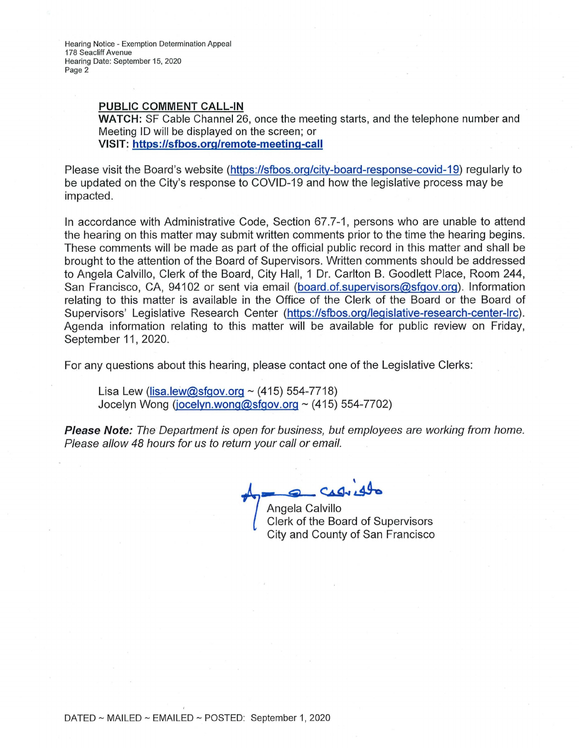**PUBLIC COMMENT CALL-IN**

**WATCH:** SF Cable Channel 26, once the meeting starts, and the telephone number and Meeting ID will be displayed on the screen; or

**VISIT: https://sfbos.org/remote-meeting-call**

Please visit the Board's website (https://sfbos.org/city-board-response-covid-19) regularly to be updated on the City's response to COVID-19 and how the legislative process may be impacted.

In accordance with Administrative Code, Section 67.7-1, persons who are unable to attend the hearing on this matter may submit written comments prior to the time the hearing begins. These comments will be made as part of the official public record in this matter and shall be brought to the attention of the Board of Supervisors. Written comments should be addressed to Angela Calvillo, Clerk of the Board, City Hall, 1 Dr. Carlton B. Goodlett Place, Room 244, San Francisco, CA, 94102 or sent via email (board.of.supervisors@sfgov.org). Information relating to this matter is available in the Office of the Clerk of the Board or the Board of Supervisors' Legislative Research Center (https://sfbos.org/legislative-research-center-lrc). Agenda information relating to this matter will be available for public review on Friday, September 11, 2020.

For any questions about this hearing, please contact one of the Legislative Clerks:

Lisa Lew (lisa.lew@sfgov.org ~ (415) 554-7718)
Jocelyn Wong (jocelyn.wong@sfgov.org ~ (415) 554-7702)

***Please Note:*** *The Department is open for business, but employees are working from home. Please allow 48 hours for us to return your call or email.*

Angela Calvillo
Clerk of the Board of Supervisors
City and County of San Francisco

DATED ~ MAILED ~ EMAILED ~ POSTED: September 1, 2020